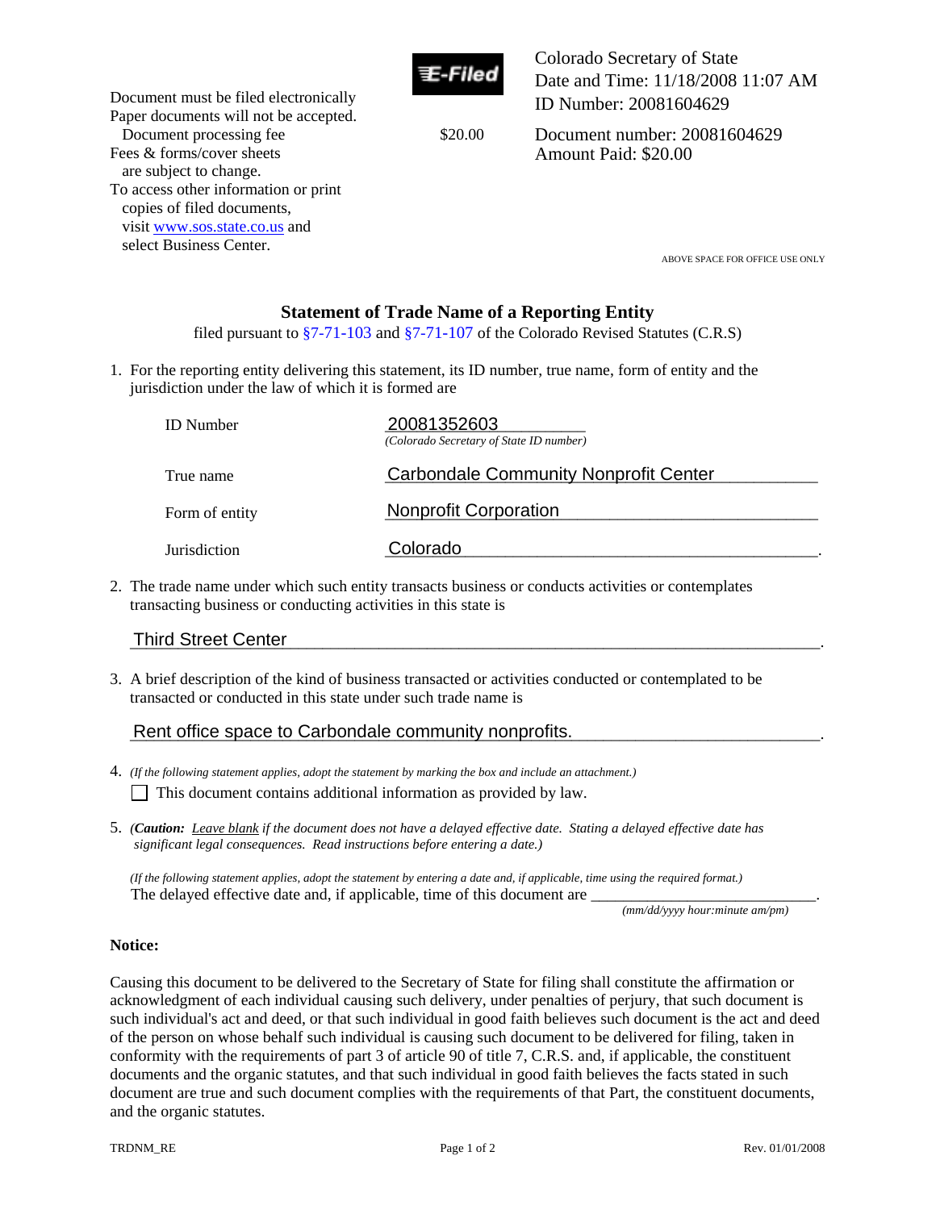Document must be filed electronically
Paper documents will not be accepted.
Document processing fee $20.00
Fees & forms/cover sheets are subject to change.
To access other information or print copies of filed documents, visit www.sos.state.co.us and select Business Center.

E-Filed

Colorado Secretary of State
Date and Time: 11/18/2008 11:07 AM
ID Number: 20081604629

Document number: 20081604629
Amount Paid: $20.00

ABOVE SPACE FOR OFFICE USE ONLY

## Statement of Trade Name of a Reporting Entity

filed pursuant to §7-71-103 and §7-71-107 of the Colorado Revised Statutes (C.R.S)

1. For the reporting entity delivering this statement, its ID number, true name, form of entity and the jurisdiction under the law of which it is formed are

| | |
|---|---|
| ID Number | 20081352603 *(Colorado Secretary of State ID number)* |
| True name | Carbondale Community Nonprofit Center |
| Form of entity | Nonprofit Corporation |
| Jurisdiction | Colorado |

2. The trade name under which such entity transacts business or conducts activities or contemplates transacting business or conducting activities in this state is

   Third Street Center.

3. A brief description of the kind of business transacted or activities conducted or contemplated to be transacted or conducted in this state under such trade name is

   Rent office space to Carbondale community nonprofits..

4. *(If the following statement applies, adopt the statement by marking the box and include an attachment.)*

   ☐ This document contains additional information as provided by law.

5. *(**Caution:** Leave blank if the document does not have a delayed effective date. Stating a delayed effective date has significant legal consequences. Read instructions before entering a date.)*

   *(If the following statement applies, adopt the statement by entering a date and, if applicable, time using the required format.)*
   The delayed effective date and, if applicable, time of this document are ____________________________.
   *(mm/dd/yyyy hour:minute am/pm)*

**Notice:**

Causing this document to be delivered to the Secretary of State for filing shall constitute the affirmation or acknowledgment of each individual causing such delivery, under penalties of perjury, that such document is such individual's act and deed, or that such individual in good faith believes such document is the act and deed of the person on whose behalf such individual is causing such document to be delivered for filing, taken in conformity with the requirements of part 3 of article 90 of title 7, C.R.S. and, if applicable, the constituent documents and the organic statutes, and that such individual in good faith believes the facts stated in such document are true and such document complies with the requirements of that Part, the constituent documents, and the organic statutes.

TRDNM_RE Rev. 01/01/2008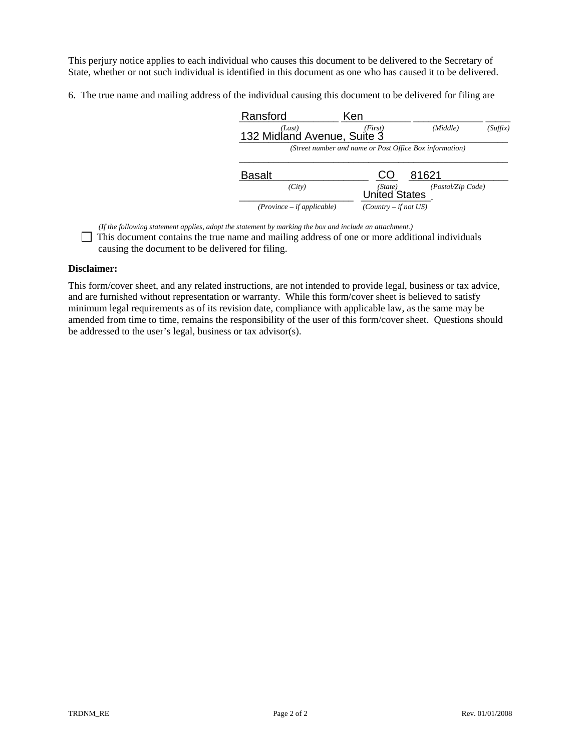This perjury notice applies to each individual who causes this document to be delivered to the Secretary of State, whether or not such individual is identified in this document as one who has caused it to be delivered.

6. The true name and mailing address of the individual causing this document to be delivered for filing are

| | | | |
|---|---|---|---|
| Ransford | Ken | | |
| *(Last)* | *(First)* | *(Middle)* | *(Suffix)* |

132 Midland Avenue, Suite 3
*(Street number and name or Post Office Box information)*

| | | |
|---|---|---|
| Basalt | CO | 81621 |
| *(City)* | *(State)* | *(Postal/Zip Code)* |

| | |
|---|---|
| | United States |
| *(Province – if applicable)* | *(Country – if not US)* |

*(If the following statement applies, adopt the statement by marking the box and include an attachment.)*

☐ This document contains the true name and mailing address of one or more additional individuals causing the document to be delivered for filing.

**Disclaimer:**

This form/cover sheet, and any related instructions, are not intended to provide legal, business or tax advice, and are furnished without representation or warranty. While this form/cover sheet is believed to satisfy minimum legal requirements as of its revision date, compliance with applicable law, as the same may be amended from time to time, remains the responsibility of the user of this form/cover sheet. Questions should be addressed to the user's legal, business or tax advisor(s).